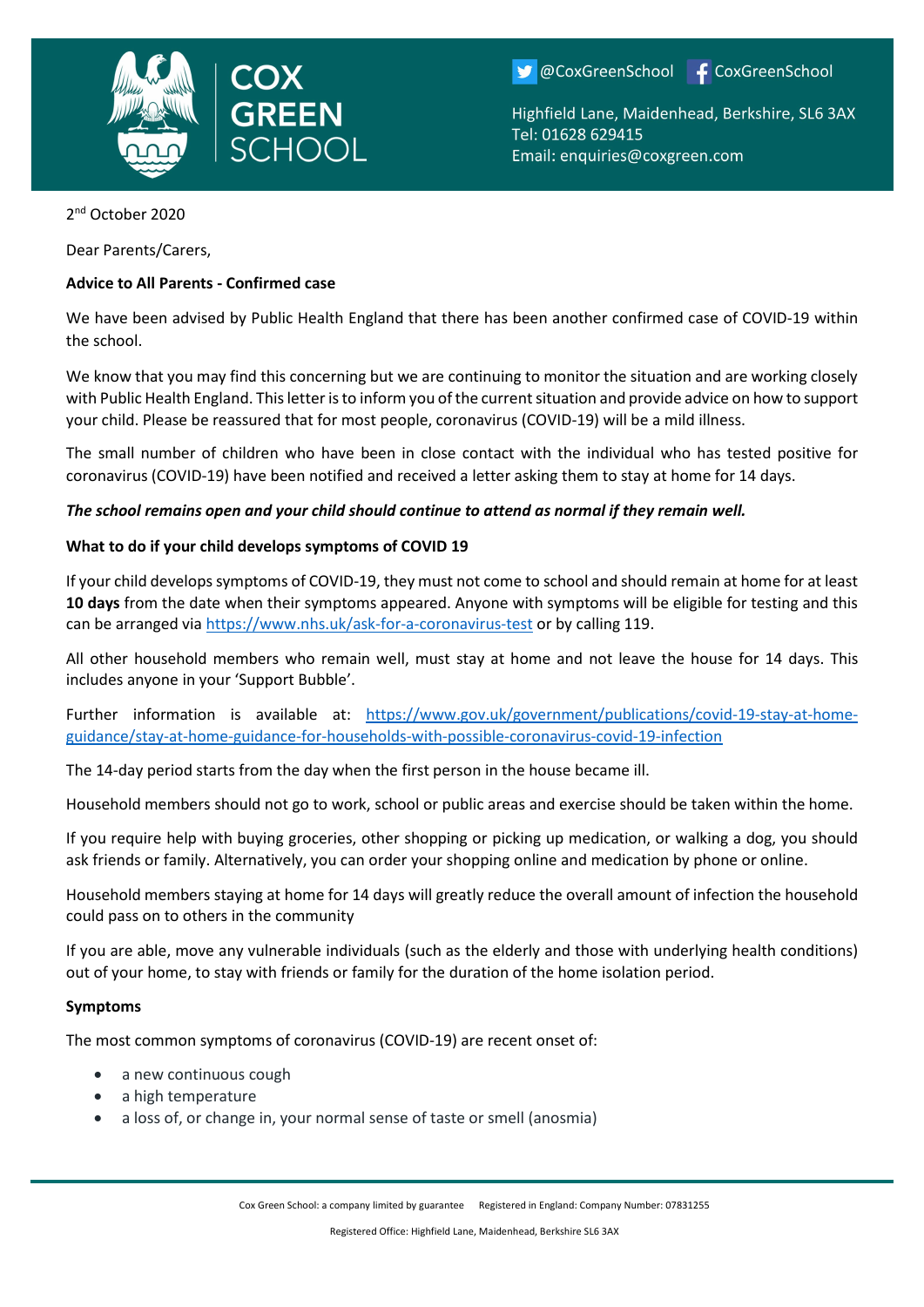COX GREEN SCHOOL

@CoxGreenSchool CoxGreenSchool

Highfield Lane, Maidenhead, Berkshire, SL6 3AX
Tel: 01628 629415
Email: enquiries@coxgreen.com

2nd October 2020

Dear Parents/Carers,

**Advice to All Parents - Confirmed case**

We have been advised by Public Health England that there has been another confirmed case of COVID-19 within the school.

We know that you may find this concerning but we are continuing to monitor the situation and are working closely with Public Health England. This letter is to inform you of the current situation and provide advice on how to support your child. Please be reassured that for most people, coronavirus (COVID-19) will be a mild illness.

The small number of children who have been in close contact with the individual who has tested positive for coronavirus (COVID-19) have been notified and received a letter asking them to stay at home for 14 days.

***The school remains open and your child should continue to attend as normal if they remain well.***

**What to do if your child develops symptoms of COVID 19**

If your child develops symptoms of COVID-19, they must not come to school and should remain at home for at least **10 days** from the date when their symptoms appeared. Anyone with symptoms will be eligible for testing and this can be arranged via https://www.nhs.uk/ask-for-a-coronavirus-test or by calling 119.

All other household members who remain well, must stay at home and not leave the house for 14 days. This includes anyone in your 'Support Bubble'.

Further information is available at: https://www.gov.uk/government/publications/covid-19-stay-at-home-guidance/stay-at-home-guidance-for-households-with-possible-coronavirus-covid-19-infection

The 14-day period starts from the day when the first person in the house became ill.

Household members should not go to work, school or public areas and exercise should be taken within the home.

If you require help with buying groceries, other shopping or picking up medication, or walking a dog, you should ask friends or family. Alternatively, you can order your shopping online and medication by phone or online.

Household members staying at home for 14 days will greatly reduce the overall amount of infection the household could pass on to others in the community

If you are able, move any vulnerable individuals (such as the elderly and those with underlying health conditions) out of your home, to stay with friends or family for the duration of the home isolation period.

**Symptoms**

The most common symptoms of coronavirus (COVID-19) are recent onset of:

- a new continuous cough
- a high temperature
- a loss of, or change in, your normal sense of taste or smell (anosmia)

Cox Green School: a company limited by guarantee Registered in England: Company Number: 07831255

Registered Office: Highfield Lane, Maidenhead, Berkshire SL6 3AX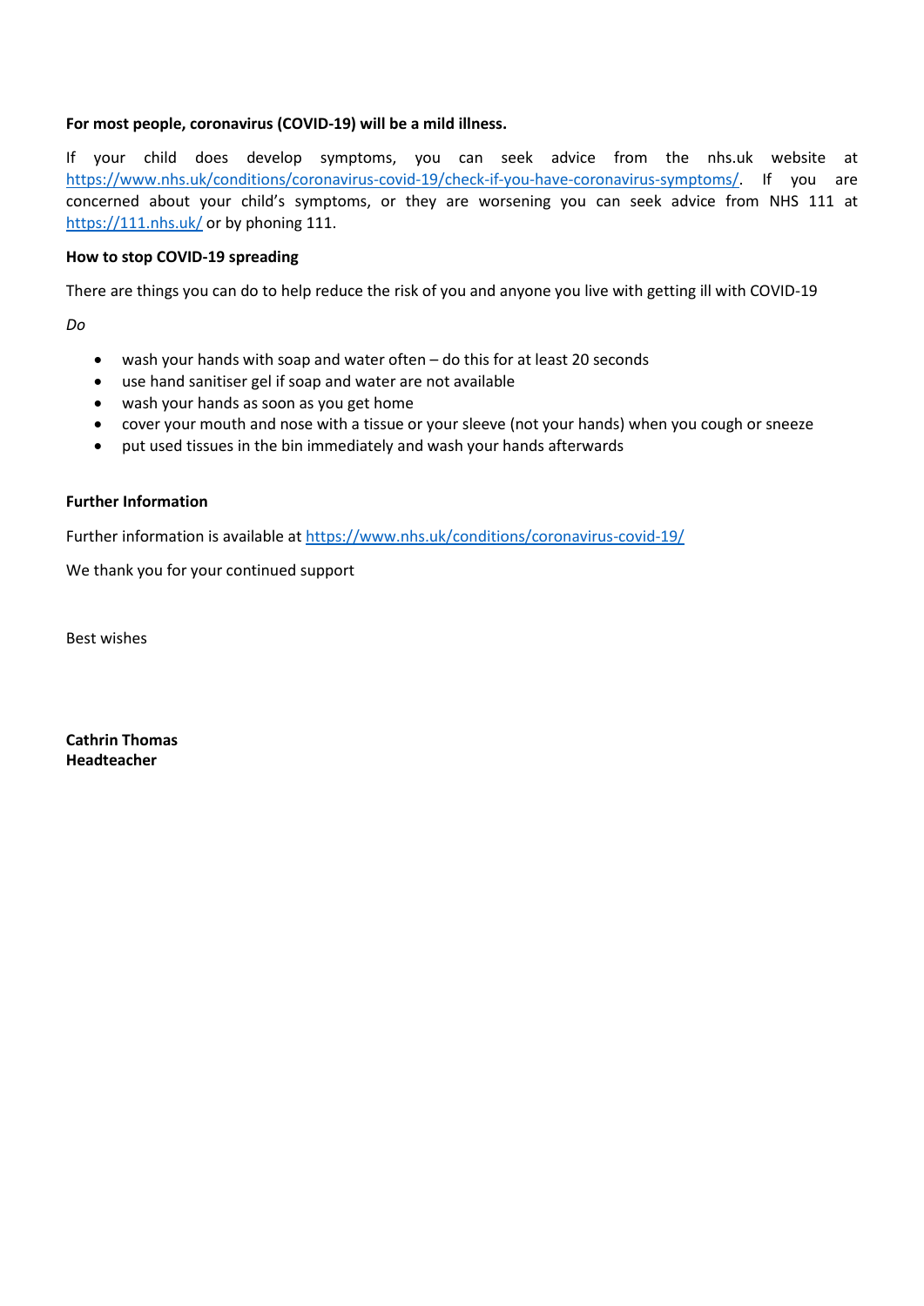**For most people, coronavirus (COVID-19) will be a mild illness.**

If your child does develop symptoms, you can seek advice from the nhs.uk website at https://www.nhs.uk/conditions/coronavirus-covid-19/check-if-you-have-coronavirus-symptoms/. If you are concerned about your child's symptoms, or they are worsening you can seek advice from NHS 111 at https://111.nhs.uk/ or by phoning 111.

**How to stop COVID-19 spreading**

There are things you can do to help reduce the risk of you and anyone you live with getting ill with COVID-19

*Do*

- wash your hands with soap and water often – do this for at least 20 seconds
- use hand sanitiser gel if soap and water are not available
- wash your hands as soon as you get home
- cover your mouth and nose with a tissue or your sleeve (not your hands) when you cough or sneeze
- put used tissues in the bin immediately and wash your hands afterwards

**Further Information**

Further information is available at https://www.nhs.uk/conditions/coronavirus-covid-19/

We thank you for your continued support

Best wishes

**Cathrin Thomas**
**Headteacher**